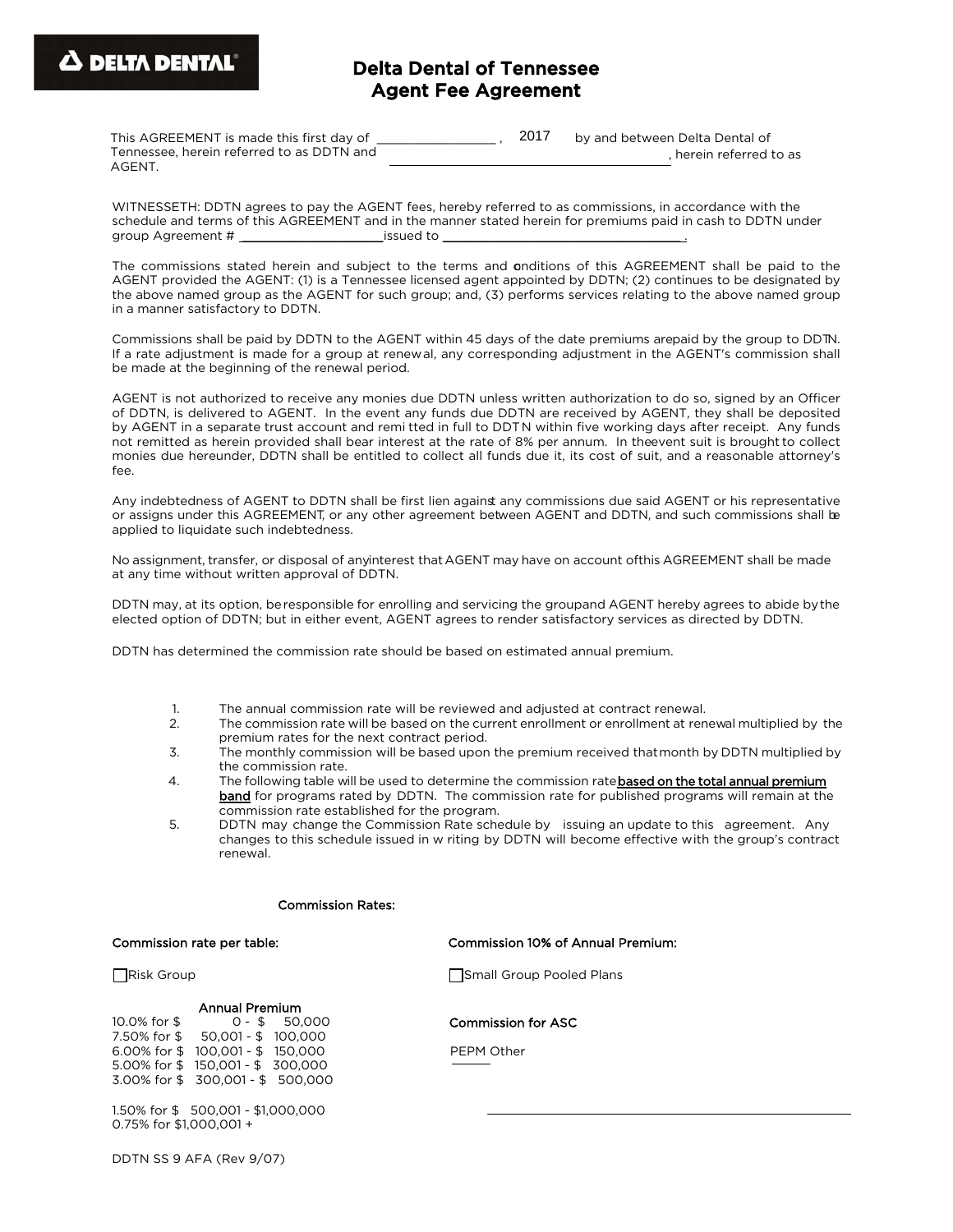DELTA DENTAL

# Delta Dental of Tennessee
## Agent Fee Agreement

This AGREEMENT is made this first day of ________________ , 2017 by and between Delta Dental of Tennessee, herein referred to as DDTN and ________________________________________, herein referred to as AGENT.

WITNESSETH: DDTN agrees to pay the AGENT fees, hereby referred to as commissions, in accordance with the schedule and terms of this AGREEMENT and in the manner stated herein for premiums paid in cash to DDTN under group Agreement # ____________________ issued to ________________________________.

The commissions stated herein and subject to the terms and conditions of this AGREEMENT shall be paid to the AGENT provided the AGENT: (1) is a Tennessee licensed agent appointed by DDTN; (2) continues to be designated by the above named group as the AGENT for such group; and, (3) performs services relating to the above named group in a manner satisfactory to DDTN.

Commissions shall be paid by DDTN to the AGENT within 45 days of the date premiums are paid by the group to DDTN. If a rate adjustment is made for a group at renewal, any corresponding adjustment in the AGENT's commission shall be made at the beginning of the renewal period.

AGENT is not authorized to receive any monies due DDTN unless written authorization to do so, signed by an Officer of DDTN, is delivered to AGENT. In the event any funds due DDTN are received by AGENT, they shall be deposited by AGENT in a separate trust account and remitted in full to DDTN within five working days after receipt. Any funds not remitted as herein provided shall bear interest at the rate of 8% per annum. In the event suit is brought to collect monies due hereunder, DDTN shall be entitled to collect all funds due it, its cost of suit, and a reasonable attorney's fee.

Any indebtedness of AGENT to DDTN shall be first lien against any commissions due said AGENT or his representative or assigns under this AGREEMENT, or any other agreement between AGENT and DDTN, and such commissions shall be applied to liquidate such indebtedness.

No assignment, transfer, or disposal of any interest that AGENT may have on account of this AGREEMENT shall be made at any time without written approval of DDTN.

DDTN may, at its option, be responsible for enrolling and servicing the group and AGENT hereby agrees to abide by the elected option of DDTN; but in either event, AGENT agrees to render satisfactory services as directed by DDTN.

DDTN has determined the commission rate should be based on estimated annual premium.

1. The annual commission rate will be reviewed and adjusted at contract renewal.
2. The commission rate will be based on the current enrollment or enrollment at renewal multiplied by the premium rates for the next contract period.
3. The monthly commission will be based upon the premium received that month by DDTN multiplied by the commission rate.
4. The following table will be used to determine the commission rate **based on the total annual premium band** for programs rated by DDTN. The commission rate for published programs will remain at the commission rate established for the program.
5. DDTN may change the Commission Rate schedule by issuing an update to this agreement. Any changes to this schedule issued in writing by DDTN will become effective with the group's contract renewal.

### Commission Rates:

**Commission rate per table:**

☐ Risk Group

**Annual Premium**

| Rate | Annual Premium |
|---|---|
| 10.0% for | $ 0 - $ 50,000 |
| 7.50% for | $ 50,001 - $ 100,000 |
| 6.00% for | $ 100,001 - $ 150,000 |
| 5.00% for | $ 150,001 - $ 300,000 |
| 3.00% for | $ 300,001 - $ 500,000 |
| 1.50% for | $ 500,001 - $1,000,000 |
| 0.75% for | $1,000,001 + |

**Commission 10% of Annual Premium:**

☐ Small Group Pooled Plans

**Commission for ASC**

______ PEPM Other

________________________________________

DDTN SS 9 AFA (Rev 9/07)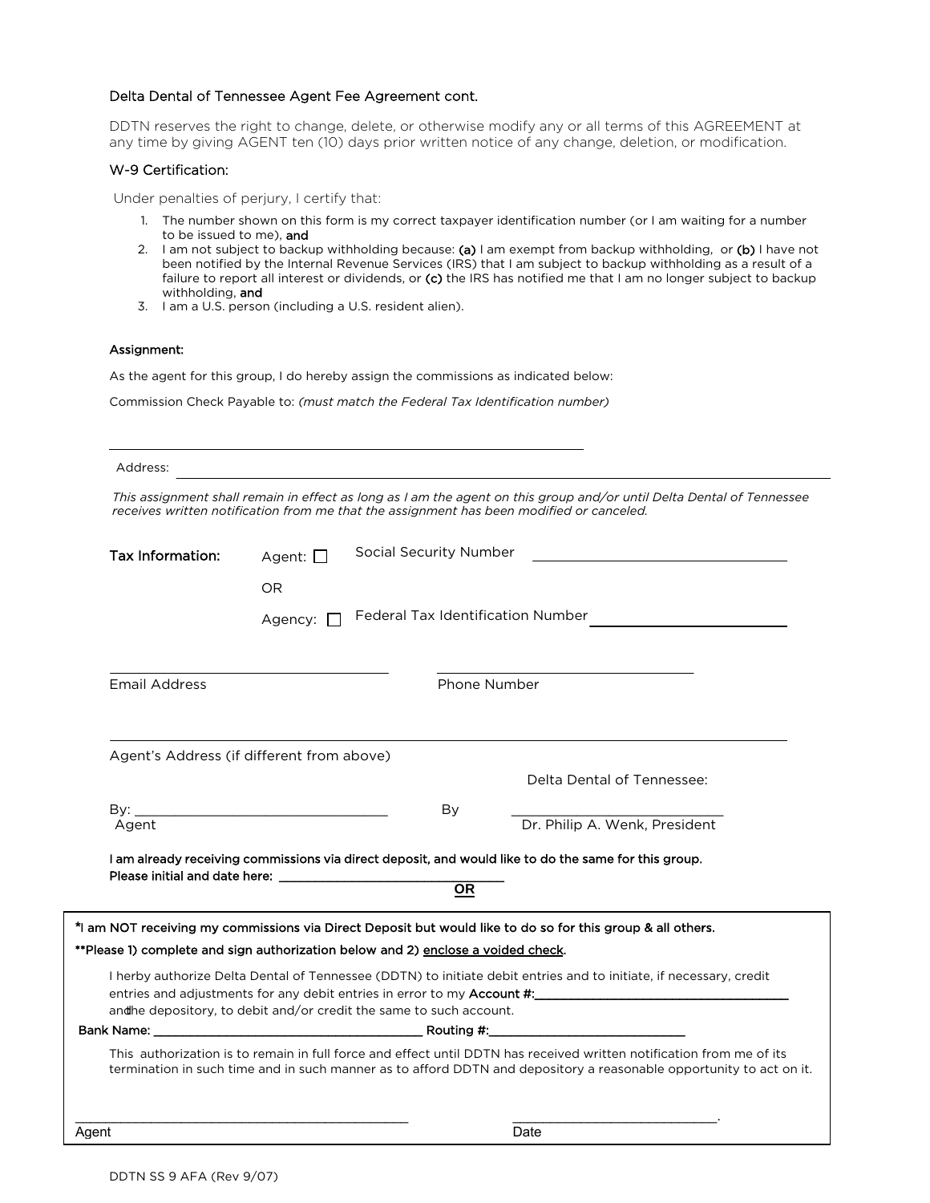### Delta Dental of Tennessee Agent Fee Agreement cont.

DDTN reserves the right to change, delete, or otherwise modify any or all terms of this AGREEMENT at any time by giving AGENT ten (10) days prior written notice of any change, deletion, or modification.

### W-9 Certification:

Under penalties of perjury, I certify that:

1. The number shown on this form is my correct taxpayer identification number (or I am waiting for a number to be issued to me), **and**
2. I am not subject to backup withholding because: **(a)** I am exempt from backup withholding, or **(b)** I have not been notified by the Internal Revenue Services (IRS) that I am subject to backup withholding as a result of a failure to report all interest or dividends, or **(c)** the IRS has notified me that I am no longer subject to backup withholding, **and**
3. I am a U.S. person (including a U.S. resident alien).

**Assignment:**

As the agent for this group, I do hereby assign the commissions as indicated below:

Commission Check Payable to: *(must match the Federal Tax Identification number)*

______________________________________________

Address: ______________________________________________

*This assignment shall remain in effect as long as I am the agent on this group and/or until Delta Dental of Tennessee receives written notification from me that the assignment has been modified or canceled.*

**Tax Information:** Agent: ☐ Social Security Number ______________________

OR

Agency: ☐ Federal Tax Identification Number ______________________

______________________ ______________________
Email Address Phone Number

______________________________________________
Agent's Address (if different from above)

Delta Dental of Tennessee:

By: ______________________ By ______________________
Agent Dr. Philip A. Wenk, President

**I am already receiving commissions via direct deposit, and would like to do the same for this group.**
**Please initial and date here:** ______________________

**OR**

***I am NOT receiving my commissions via Direct Deposit but would like to do so for this group & all others.**

****Please 1) complete and sign authorization below and 2) enclose a voided check.**

I herby authorize Delta Dental of Tennessee (DDTN) to initiate debit entries and to initiate, if necessary, credit entries and adjustments for any debit entries in error to my **Account #:**______________________ and the depository, to debit and/or credit the same to such account.

**Bank Name:** ______________________ **Routing #:**______________________

This authorization is to remain in full force and effect until DDTN has received written notification from me of its termination in such time and in such manner as to afford DDTN and depository a reasonable opportunity to act on it.

______________________ ______________________.
Agent Date

DDTN SS 9 AFA (Rev 9/07)